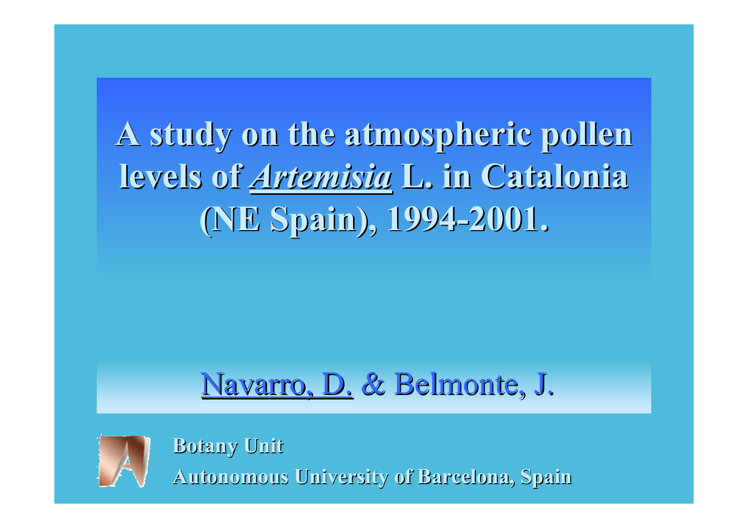# A study on the atmospheric pollen levels of *Artemisia* L. in Catalonia (NE Spain), 1994-2001.

Navarro, D. & Belmonte, J.

**Botany Unit**

**Autonomous University of Barcelona, Spain**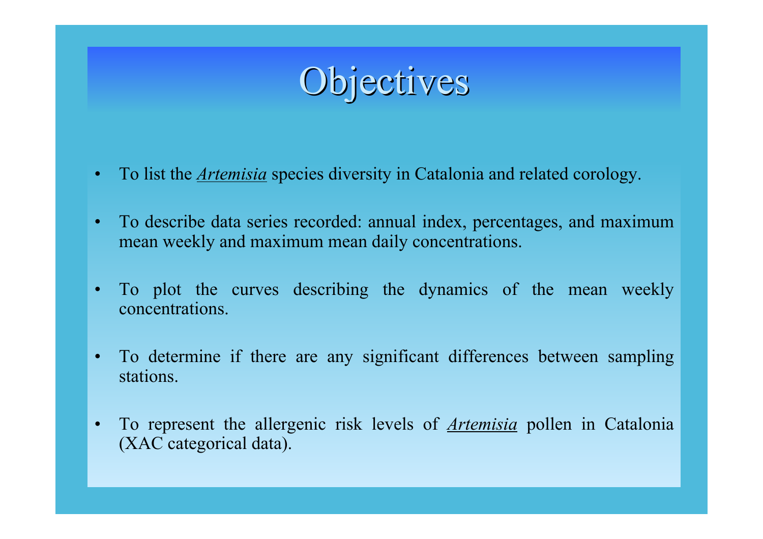# Objectives

- To list the ***Artemisia*** species diversity in Catalonia and related corology.
- To describe data series recorded: annual index, percentages, and maximum mean weekly and maximum mean daily concentrations.
- To plot the curves describing the dynamics of the mean weekly concentrations.
- To determine if there are any significant differences between sampling stations.
- To represent the allergenic risk levels of ***Artemisia*** pollen in Catalonia (XAC categorical data).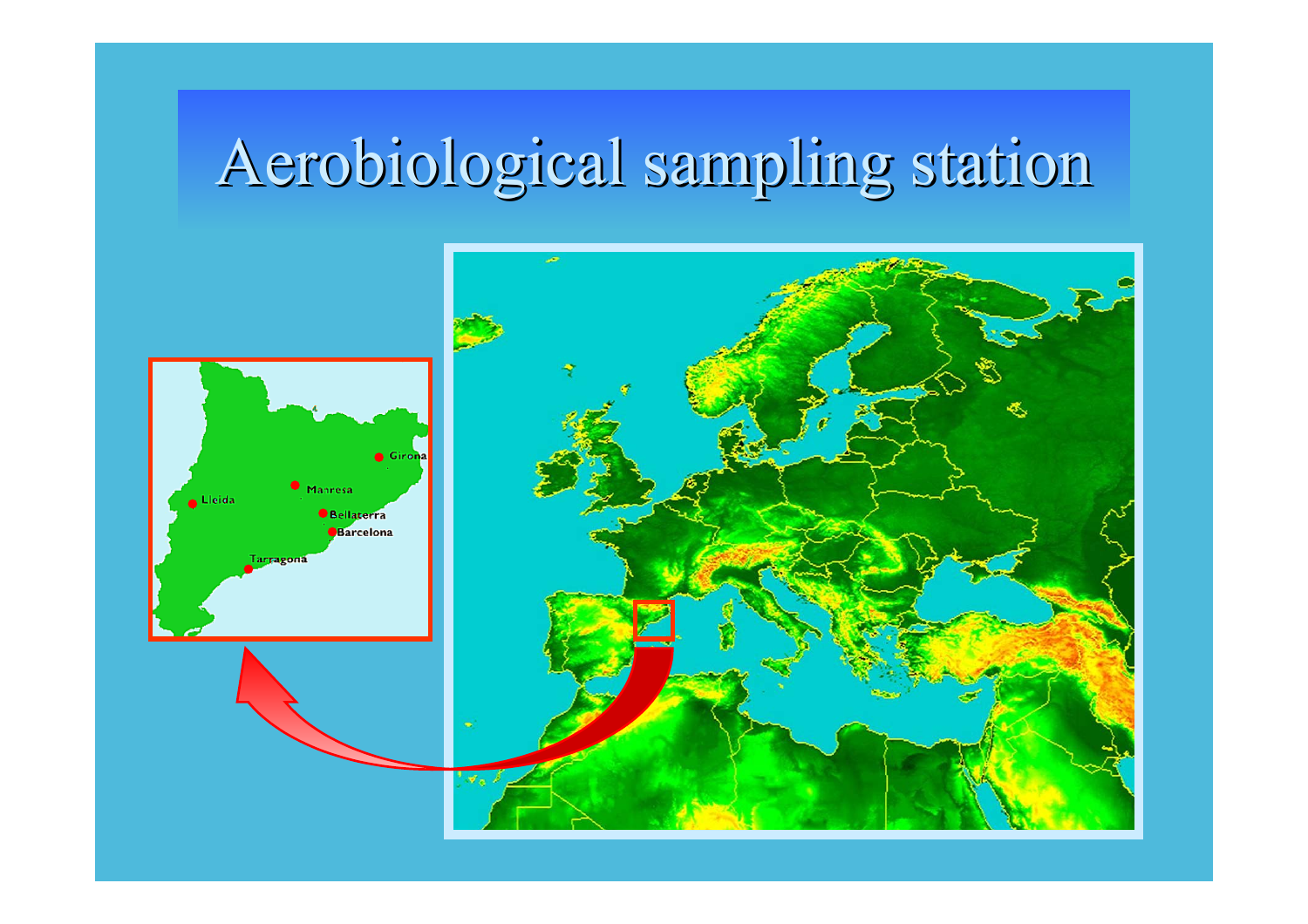# Aerobiological sampling station

Girona

Manresa

Lleida

Bellaterra

Barcelona

Tarragona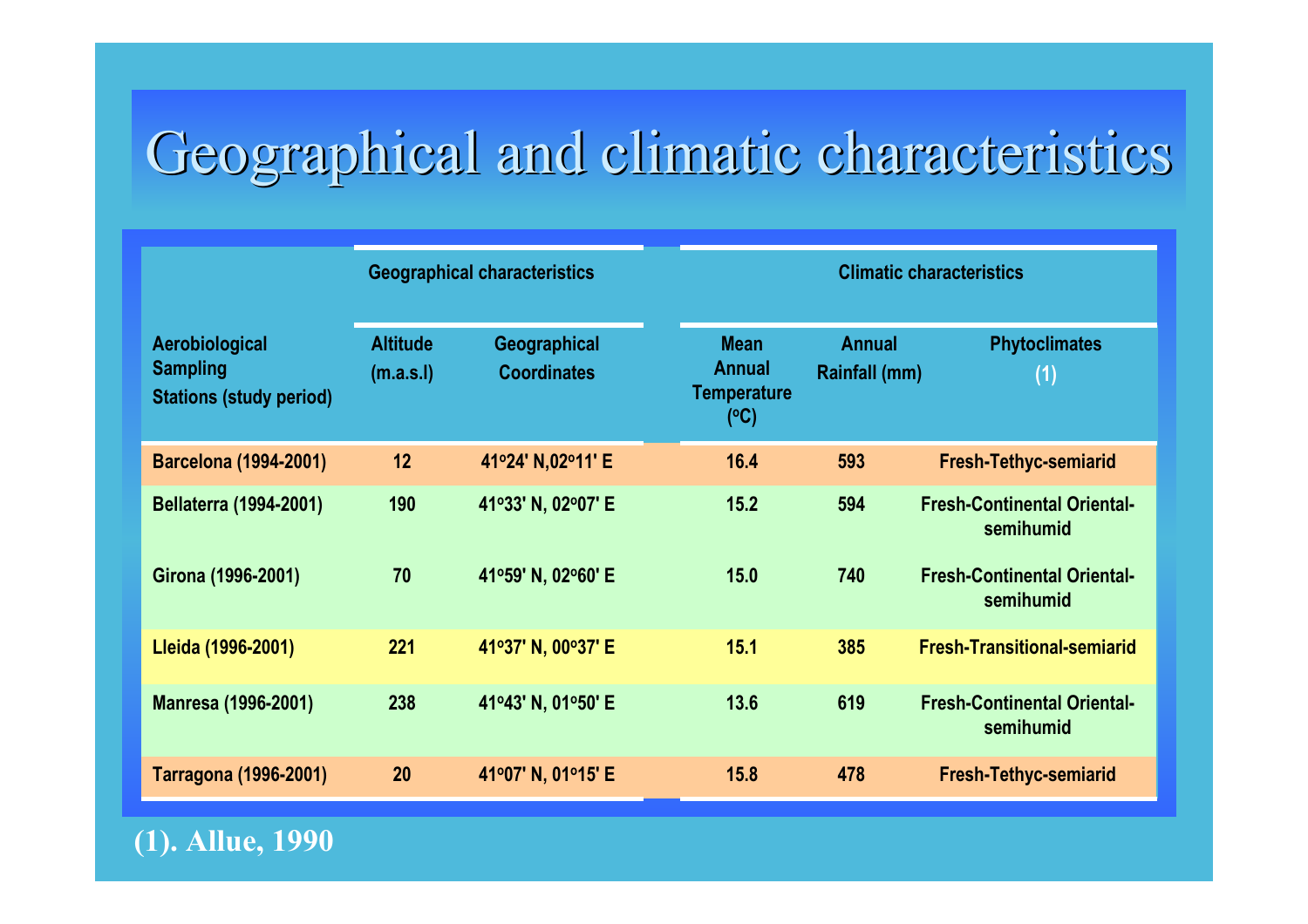# Geographical and climatic characteristics

| Aerobiological Sampling Stations (study period) | Geographical characteristics | | Climatic characteristics | | |
|---|---|---|---|---|---|
| | Altitude (m.a.s.l) | Geographical Coordinates | Mean Annual Temperature (ºC) | Annual Rainfall (mm) | Phytoclimates (1) |
| Barcelona (1994-2001) | 12 | 41º24' N,02º11' E | 16.4 | 593 | Fresh-Tethyc-semiarid |
| Bellaterra (1994-2001) | 190 | 41º33' N, 02º07' E | 15.2 | 594 | Fresh-Continental Oriental-semihumid |
| Girona (1996-2001) | 70 | 41º59' N, 02º60' E | 15.0 | 740 | Fresh-Continental Oriental-semihumid |
| Lleida (1996-2001) | 221 | 41º37' N, 00º37' E | 15.1 | 385 | Fresh-Transitional-semiarid |
| Manresa (1996-2001) | 238 | 41º43' N, 01º50' E | 13.6 | 619 | Fresh-Continental Oriental-semihumid |
| Tarragona (1996-2001) | 20 | 41º07' N, 01º15' E | 15.8 | 478 | Fresh-Tethyc-semiarid |

**(1). Allue, 1990**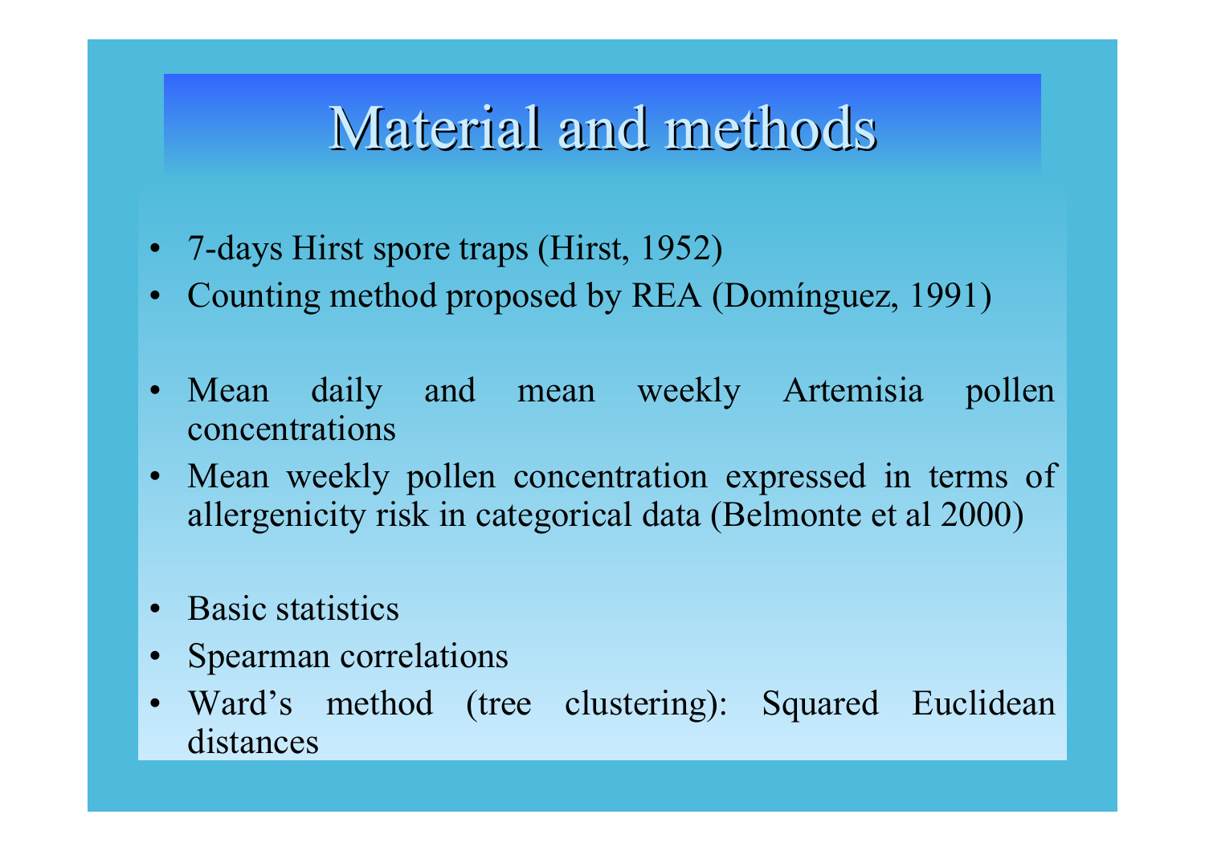# Material and methods

- 7-days Hirst spore traps (Hirst, 1952)
- Counting method proposed by REA (Domínguez, 1991)

- Mean daily and mean weekly Artemisia pollen concentrations
- Mean weekly pollen concentration expressed in terms of allergenicity risk in categorical data (Belmonte et al 2000)

- Basic statistics
- Spearman correlations
- Ward's method (tree clustering): Squared Euclidean distances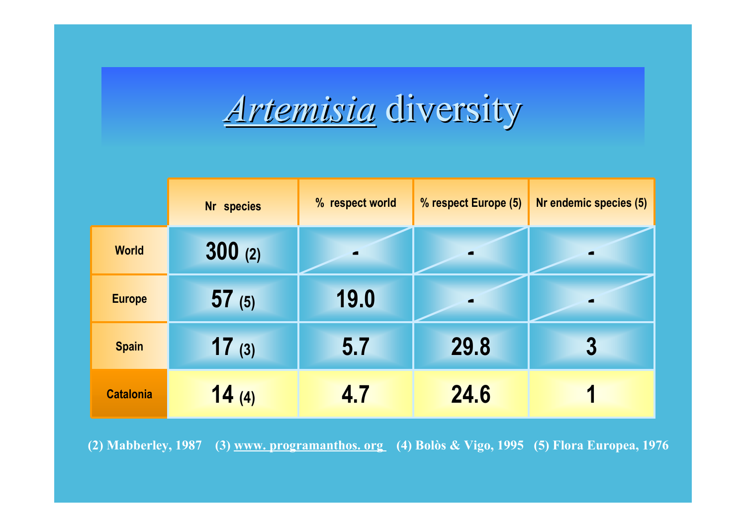# *Artemisia* diversity

| | Nr species | % respect world | % respect Europe (5) | Nr endemic species (5) |
|---|---|---|---|---|
| World | 300 (2) | - | - | - |
| Europe | 57 (5) | 19.0 | - | - |
| Spain | 17 (3) | 5.7 | 29.8 | 3 |
| Catalonia | 14 (4) | 4.7 | 24.6 | 1 |

(2) Mabberley, 1987 (3) www. programanthos. org (4) Bolòs & Vigo, 1995 (5) Flora Europea, 1976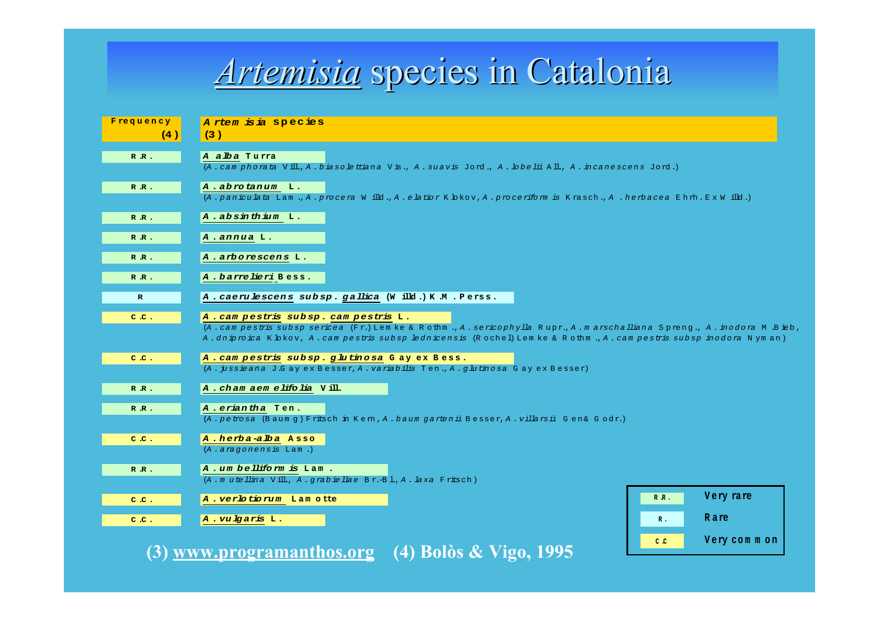# *Artemisia* species in Catalonia

| Frequency (4) | *Artemisia* species (3) |
|---|---|
| R.R. | ***A. alba*** **Turra** (*A. camphorata* Vill., *A. biasolettiana* Vis., *A. suavis* Jord., *A. lobelii* All., *A. incanescens* Jord.) |
| R.R. | ***A. abrotanum*** **L.** (*A. paniculata* Lam., *A. procera* Willd., *A. elatior* Klokov, *A. proceriformis* Krasch., *A. herbacea* Ehrh. Ex Willd.) |
| R.R. | ***A. absinthium*** **L.** |
| R.R. | ***A. annua*** **L.** |
| R.R. | ***A. arborescens*** **L.** |
| R.R. | ***A. barrelieri*** **Bess.** |
| R | ***A. caerulescens*** **subsp.** ***gallica*** **(Willd.) K.M. Perss.** |
| C.C. | ***A. campestris*** **subsp.** ***campestris*** **L.** (*A. campestris subsp sericea* (Fr.) Lemke & Rothm., *A. sericophylla* Rupr., *A. marschalliana* Spreng., *A. inodora* M. Bieb, *A. dniproica* Klokov, *A. campestris subsp lednicensis* (Rochel) Lemke & Rothm., *A. campestris subsp inodora* Nyman) |
| C.C. | ***A. campestris*** **subsp.** ***glutinosa*** **Gay ex Bess.** (*A. jussieana* J.Gay ex Besser, *A. variabilis* Ten., *A. glutinosa* Gay ex Besser) |
| R.R. | ***A. chamaemelifolia*** **Vill.** |
| R.R. | ***A. eriantha*** **Ten.** (*A. petrosa* (Baumg) Fritsch in Kern, *A. baumgartenii* Besser, *A. villarsii* Gen& Godr.) |
| C.C. | ***A. herba-alba*** **Asso** (*A. aragonensis* Lam.) |
| R.R. | ***A. umbelliformis*** **Lam.** (*A. mutellina* Vill., *A. grabiellae* Br.-Bl., *A. laxa* Fritsch) |
| C.C. | ***A. verlotiorum*** **Lamotte** |
| C.C. | ***A. vulgaris*** **L.** |

| | |
|---|---|
| R.R. | **Very rare** |
| R. | **Rare** |
| C.C. | **Very common** |

**(3) www.programanthos.org (4) Bolòs & Vigo, 1995**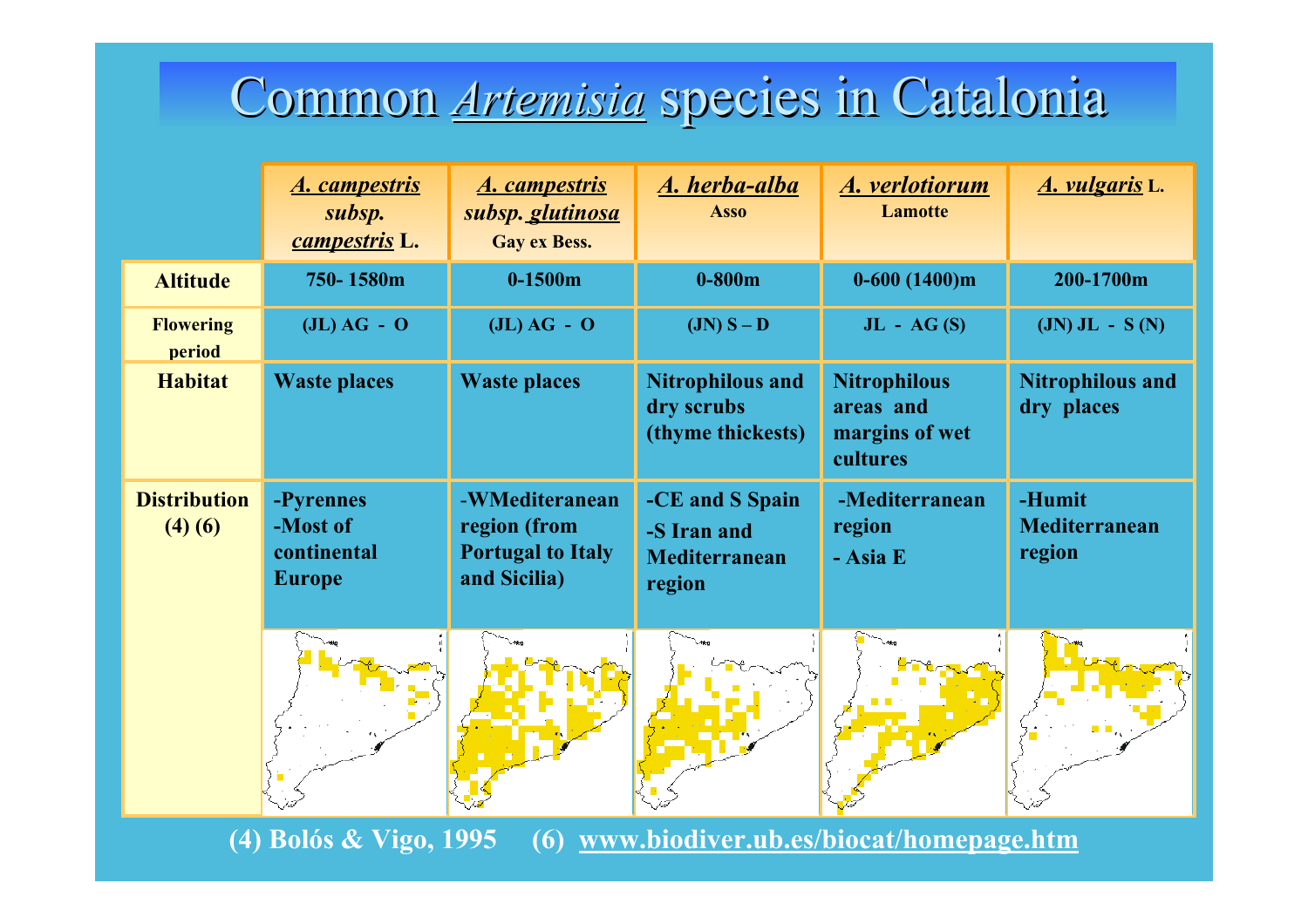# Common *Artemisia* species in Catalonia

| | ***A. campestris* subsp. *campestris* L.** | ***A. campestris* subsp. *glutinosa* Gay ex Bess.** | ***A. herba-alba* Asso** | ***A. verlotiorum* Lamotte** | ***A. vulgaris* L.** |
|---|---|---|---|---|---|
| **Altitude** | 750- 1580m | 0-1500m | 0-800m | 0-600 (1400)m | 200-1700m |
| **Flowering period** | (JL) AG - O | (JL) AG - O | (JN) S – D | JL - AG (S) | (JN) JL - S (N) |
| **Habitat** | Waste places | Waste places | Nitrophilous and dry scrubs (thyme thickests) | Nitrophilous areas and margins of wet cultures | Nitrophilous and dry places |
| **Distribution (4) (6)** | -Pyrennes<br>-Most of continental Europe | -WMediteranean region (from Portugal to Italy and Sicilia) | -CE and S Spain<br>-S Iran and Mediterranean region | -Mediterranean region<br>- Asia E | -Humit Mediterranean region |

(4) Bolós & Vigo, 1995 (6) www.biodiver.ub.es/biocat/homepage.htm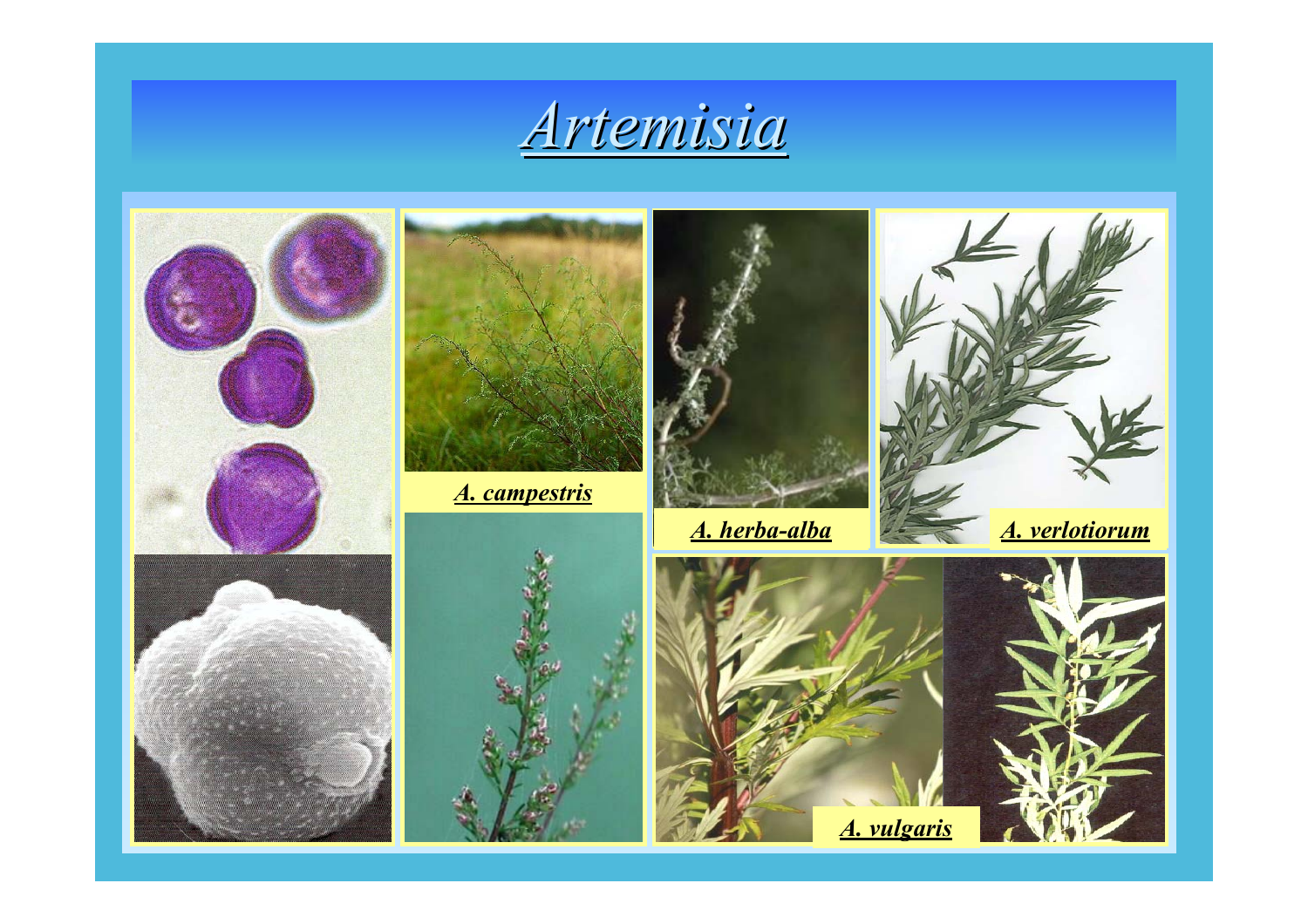# *Artemisia*

*A. campestris*

*A. herba-alba*

*A. verlotiorum*

*A. vulgaris*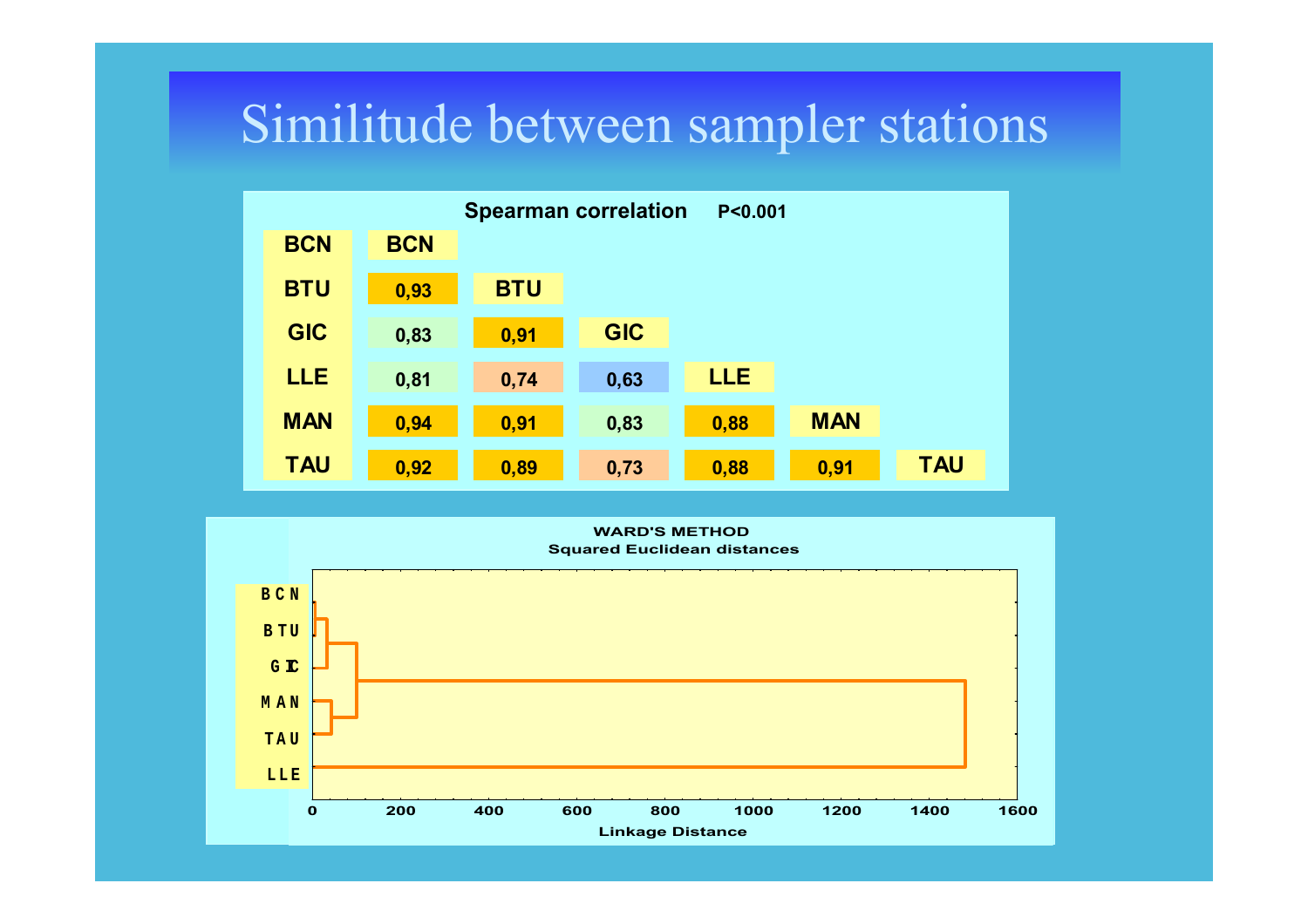# Similitude between sampler stations

**Spearman correlation** **P<0.001**

| | BCN | BTU | GIC | LLE | MAN | TAU |
|---|---|---|---|---|---|---|
| **BCN** | **BCN** | | | | | |
| **BTU** | 0,93 | **BTU** | | | | |
| **GIC** | 0,83 | 0,91 | **GIC** | | | |
| **LLE** | 0,81 | 0,74 | 0,63 | **LLE** | | |
| **MAN** | 0,94 | 0,91 | 0,83 | 0,88 | **MAN** | |
| **TAU** | 0,92 | 0,89 | 0,73 | 0,88 | 0,91 | **TAU** |

**WARD'S METHOD**
**Squared Euclidean distances**

Dendrogram leaves (top to bottom): BCN, BTU, GIC, MAN, TAU, LLE

Linkage Distance (axis: 0, 200, 400, 600, 800, 1000, 1200, 1400, 1600)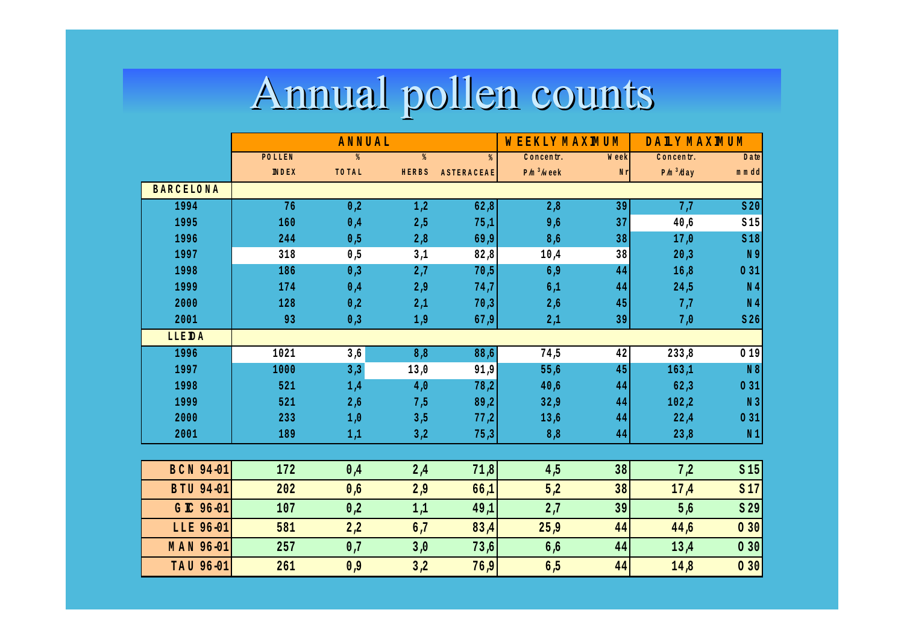# Annual pollen counts

| | ANNUAL | | | | WEEKLY MAXIMUM | | DAILY MAXIMUM | |
|---|---|---|---|---|---|---|---|---|
| | POLLEN INDEX | % TOTAL | % HERBS | % ASTERACEAE | Concentr. P/m³/week | Week Nr | Concentr. P/m³/day | Date mmdd |
| **BARCELONA** | | | | | | | | |
| 1994 | 76 | 0,2 | 1,2 | 62,8 | 2,8 | 39 | 7,7 | S20 |
| 1995 | 160 | 0,4 | 2,5 | 75,1 | 9,6 | 37 | 40,6 | S15 |
| 1996 | 244 | 0,5 | 2,8 | 69,9 | 8,6 | 38 | 17,0 | S18 |
| 1997 | 318 | 0,5 | 3,1 | 82,8 | 10,4 | 38 | 20,3 | N9 |
| 1998 | 186 | 0,3 | 2,7 | 70,5 | 6,9 | 44 | 16,8 | O31 |
| 1999 | 174 | 0,4 | 2,9 | 74,7 | 6,1 | 44 | 24,5 | N4 |
| 2000 | 128 | 0,2 | 2,1 | 70,3 | 2,6 | 45 | 7,7 | N4 |
| 2001 | 93 | 0,3 | 1,9 | 67,9 | 2,1 | 39 | 7,0 | S26 |
| **LLEIDA** | | | | | | | | |
| 1996 | 1021 | 3,6 | 8,8 | 88,6 | 74,5 | 42 | 233,8 | O19 |
| 1997 | 1000 | 3,3 | 13,0 | 91,9 | 55,6 | 45 | 163,1 | N8 |
| 1998 | 521 | 1,4 | 4,0 | 78,2 | 40,6 | 44 | 62,3 | O31 |
| 1999 | 521 | 2,6 | 7,5 | 89,2 | 32,9 | 44 | 102,2 | N3 |
| 2000 | 233 | 1,0 | 3,5 | 77,2 | 13,6 | 44 | 22,4 | O31 |
| 2001 | 189 | 1,1 | 3,2 | 75,3 | 8,8 | 44 | 23,8 | N1 |

| | | | | | | | | |
|---|---|---|---|---|---|---|---|---|
| **BCN 94-01** | 172 | 0,4 | 2,4 | 71,8 | 4,5 | 38 | 7,2 | S15 |
| **BTU 94-01** | 202 | 0,6 | 2,9 | 66,1 | 5,2 | 38 | 17,4 | S17 |
| **GIC 96-01** | 107 | 0,2 | 1,1 | 49,1 | 2,7 | 39 | 5,6 | S29 |
| **LLE 96-01** | 581 | 2,2 | 6,7 | 83,4 | 25,9 | 44 | 44,6 | O30 |
| **MAN 96-01** | 257 | 0,7 | 3,0 | 73,6 | 6,6 | 44 | 13,4 | O30 |
| **TAU 96-01** | 261 | 0,9 | 3,2 | 76,9 | 6,5 | 44 | 14,8 | O30 |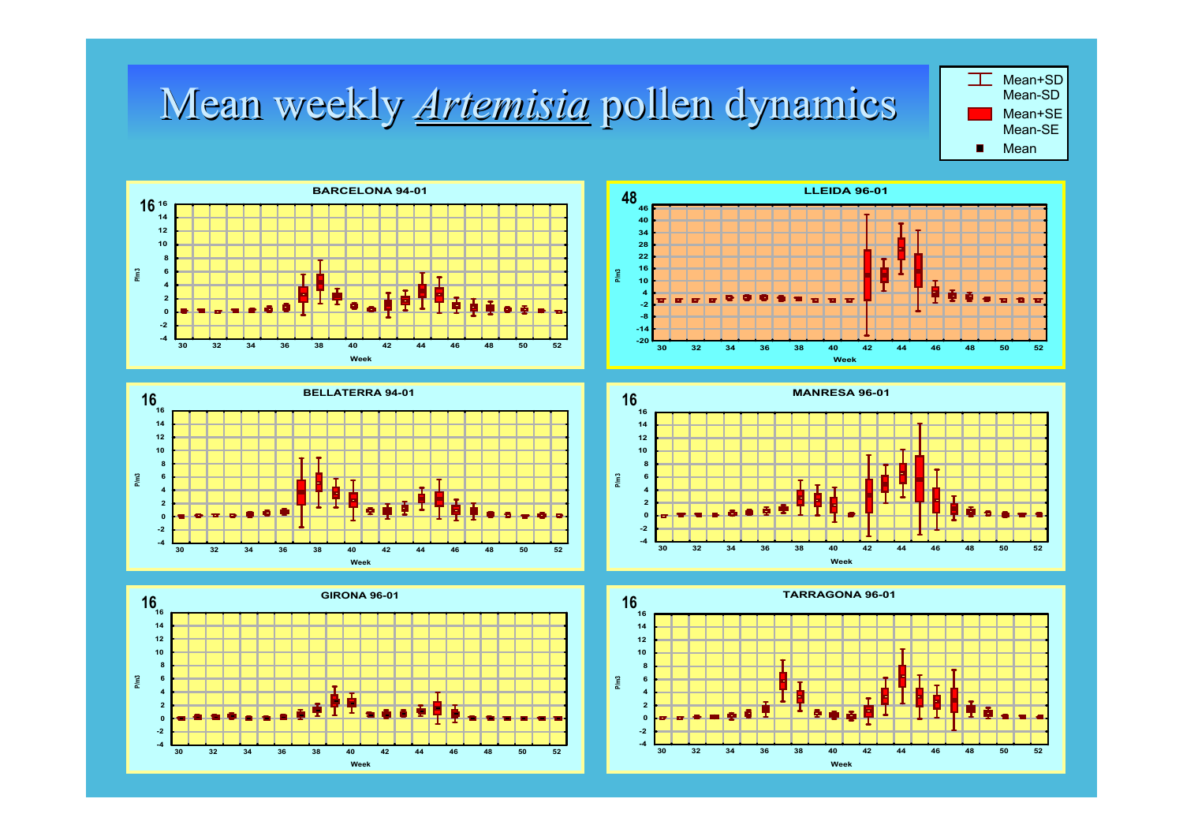# Mean weekly *Artemisia* pollen dynamics

Legend: Mean+SD / Mean-SD; Mean+SE / Mean-SE; Mean

BARCELONA 94-01

LLEIDA 96-01

BELLATERRA 94-01

MANRESA 96-01

GIRONA 96-01

TARRAGONA 96-01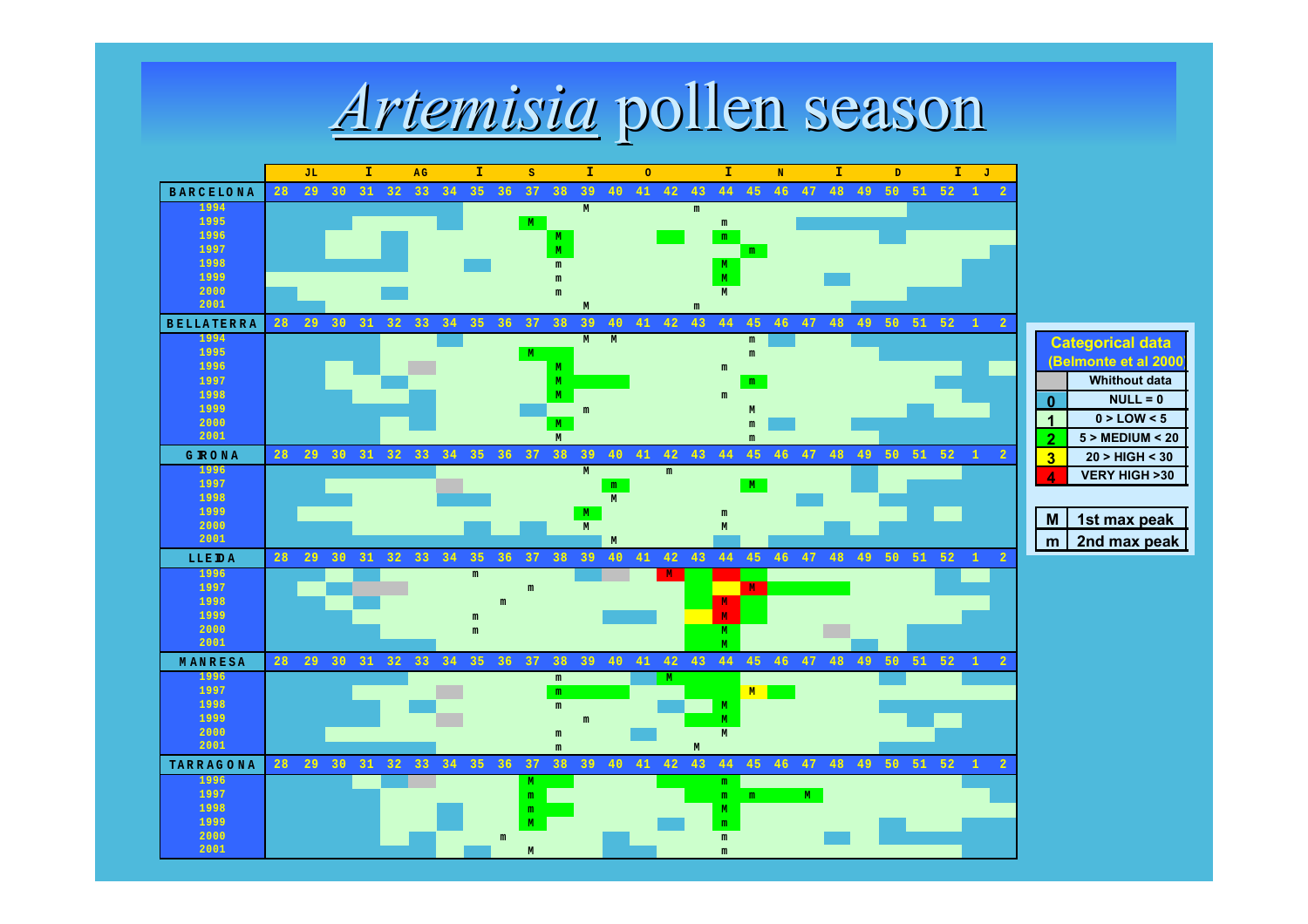# *Artemisia* pollen season

| | JL | | | AG | | | | S | | | | O | | | | N | | | | D | | | J | |
|---|---|---|---|---|---|---|---|---|---|---|---|---|---|---|---|---|---|---|---|---|---|---|---|---|
| **BARCELONA** | 28 | 29 | 30 | 31 | 32 | 33 | 34 | 35 | 36 | 37 | 38 | 39 | 40 | 41 | 42 | 43 | 44 | 45 | 46 | 47 | 48 | 49 | 50 | 51 | 52 | 1 | 2 |
| 1994 | | | | | | | | | | | | M | | | | m | | | | | | | | | | | |
| 1995 | | | | | | | | | | M | | | | | | | m | | | | | | | | | | |
| 1996 | | | | | | | | | | | M | | | | | | m | | | | | | | | | | |
| 1997 | | | | | | | | | | | M | | | | | | | m | | | | | | | | | |
| 1998 | | | | | | | | | | | m | | | | | | M | | | | | | | | | | |
| 1999 | | | | | | | | | | | m | | | | | | M | | | | | | | | | | |
| 2000 | | | | | | | | | | | m | | | | | | M | | | | | | | | | | |
| 2001 | | | | | | | | | | | | M | | | | m | | | | | | | | | | | |
| **BELLATERRA** | 28 | 29 | 30 | 31 | 32 | 33 | 34 | 35 | 36 | 37 | 38 | 39 | 40 | 41 | 42 | 43 | 44 | 45 | 46 | 47 | 48 | 49 | 50 | 51 | 52 | 1 | 2 |
| 1994 | | | | | | | | | | | | M | M | | | | | m | | | | | | | | | |
| 1995 | | | | | | | | | | M | | | | | | | | m | | | | | | | | | |
| 1996 | | | | | | | | | | | M | | | | | | m | | | | | | | | | | |
| 1997 | | | | | | | | | | | M | | | | | | | m | | | | | | | | | |
| 1998 | | | | | | | | | | | M | | | | | | m | | | | | | | | | | |
| 1999 | | | | | | | | | | | | m | | | | | | M | | | | | | | | | |
| 2000 | | | | | | | | | | | M | | | | | | | m | | | | | | | | | |
| 2001 | | | | | | | | | | | M | | | | | | | m | | | | | | | | | |
| **GIRONA** | 28 | 29 | 30 | 31 | 32 | 33 | 34 | 35 | 36 | 37 | 38 | 39 | 40 | 41 | 42 | 43 | 44 | 45 | 46 | 47 | 48 | 49 | 50 | 51 | 52 | 1 | 2 |
| 1996 | | | | | | | | | | | | M | | | m | | | | | | | | | | | | |
| 1997 | | | | | | | | | | | | | m | | | | | M | | | | | | | | | |
| 1998 | | | | | | | | | | | | | M | | | | | | | | | | | | | | |
| 1999 | | | | | | | | | | | | M | | | | | m | | | | | | | | | | |
| 2000 | | | | | | | | | | | | M | | | | | M | | | | | | | | | | |
| 2001 | | | | | | | | | | | | | M | | | | | | | | | | | | | | |
| **LLEIDA** | 28 | 29 | 30 | 31 | 32 | 33 | 34 | 35 | 36 | 37 | 38 | 39 | 40 | 41 | 42 | 43 | 44 | 45 | 46 | 47 | 48 | 49 | 50 | 51 | 52 | 1 | 2 |
| 1996 | | | | | | | | m | | | | | | | M | | | | | | | | | | | | |
| 1997 | | | | | | | | | | m | | | | | | | | M | | | | | | | | | |
| 1998 | | | | | | | | | m | | | | | | | | M | | | | | | | | | | |
| 1999 | | | | | | | | m | | | | | | | | | M | | | | | | | | | | |
| 2000 | | | | | | | | m | | | | | | | | | M | | | | | | | | | | |
| 2001 | | | | | | | | | | | | | | | | | M | | | | | | | | | | |
| **MANRESA** | 28 | 29 | 30 | 31 | 32 | 33 | 34 | 35 | 36 | 37 | 38 | 39 | 40 | 41 | 42 | 43 | 44 | 45 | 46 | 47 | 48 | 49 | 50 | 51 | 52 | 1 | 2 |
| 1996 | | | | | | | | | | | m | | | | M | | | | | | | | | | | | |
| 1997 | | | | | | | | | | | m | | | | | | | M | | | | | | | | | |
| 1998 | | | | | | | | | | | m | | | | | | M | | | | | | | | | | |
| 1999 | | | | | | | | | | | | m | | | | | M | | | | | | | | | | |
| 2000 | | | | | | | | | | | m | | | | | | M | | | | | | | | | | |
| 2001 | | | | | | | | | | | m | | | | | M | | | | | | | | | | | |
| **TARRAGONA** | 28 | 29 | 30 | 31 | 32 | 33 | 34 | 35 | 36 | 37 | 38 | 39 | 40 | 41 | 42 | 43 | 44 | 45 | 46 | 47 | 48 | 49 | 50 | 51 | 52 | 1 | 2 |
| 1996 | | | | | | | | | | M | | | | | | | m | | | | | | | | | | |
| 1997 | | | | | | | | | | m | | | | | | | m | m | | | M | | | | | | |
| 1998 | | | | | | | | | | m | | | | | | | M | | | | | | | | | | |
| 1999 | | | | | | | | | | M | | | | | | | m | | | | | | | | | | |
| 2000 | | | | | | | | | m | | | | | | | | m | | | | | | | | | | |
| 2001 | | | | | | | | | | M | | | | | | | m | | | | | | | | | | |

| Categorical data (Belmonte et al 2000) | |
|---|---|
| | Whithout data |
| 0 | NULL = 0 |
| 1 | 0 > LOW < 5 |
| 2 | 5 > MEDIUM < 20 |
| 3 | 20 > HIGH < 30 |
| 4 | VERY HIGH >30 |

| | |
|---|---|
| M | 1st max peak |
| m | 2nd max peak |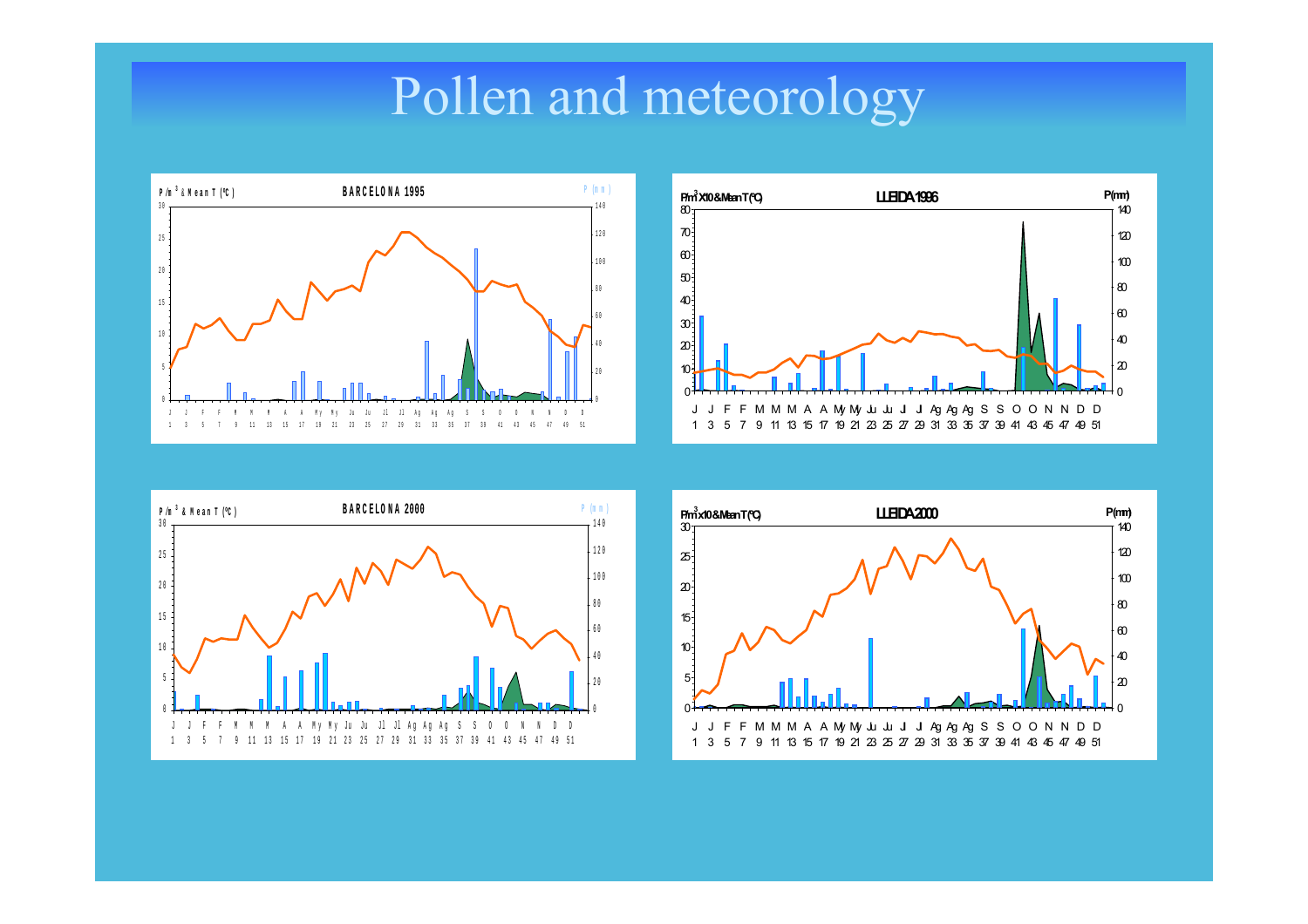# Pollen and meteorology

**BARCELONA 1995**

P/m³ & Mean T (ºC) — P (mm)

**LLEIDA 1996**

P/m³ X10 & Mean T (ºC) — P(mm)

**BARCELONA 2000**

P/m³ & Mean T (ºC) — P (mm)

**LLEIDA 2000**

P/m³ x10 & Mean T (ºC) — P(mm)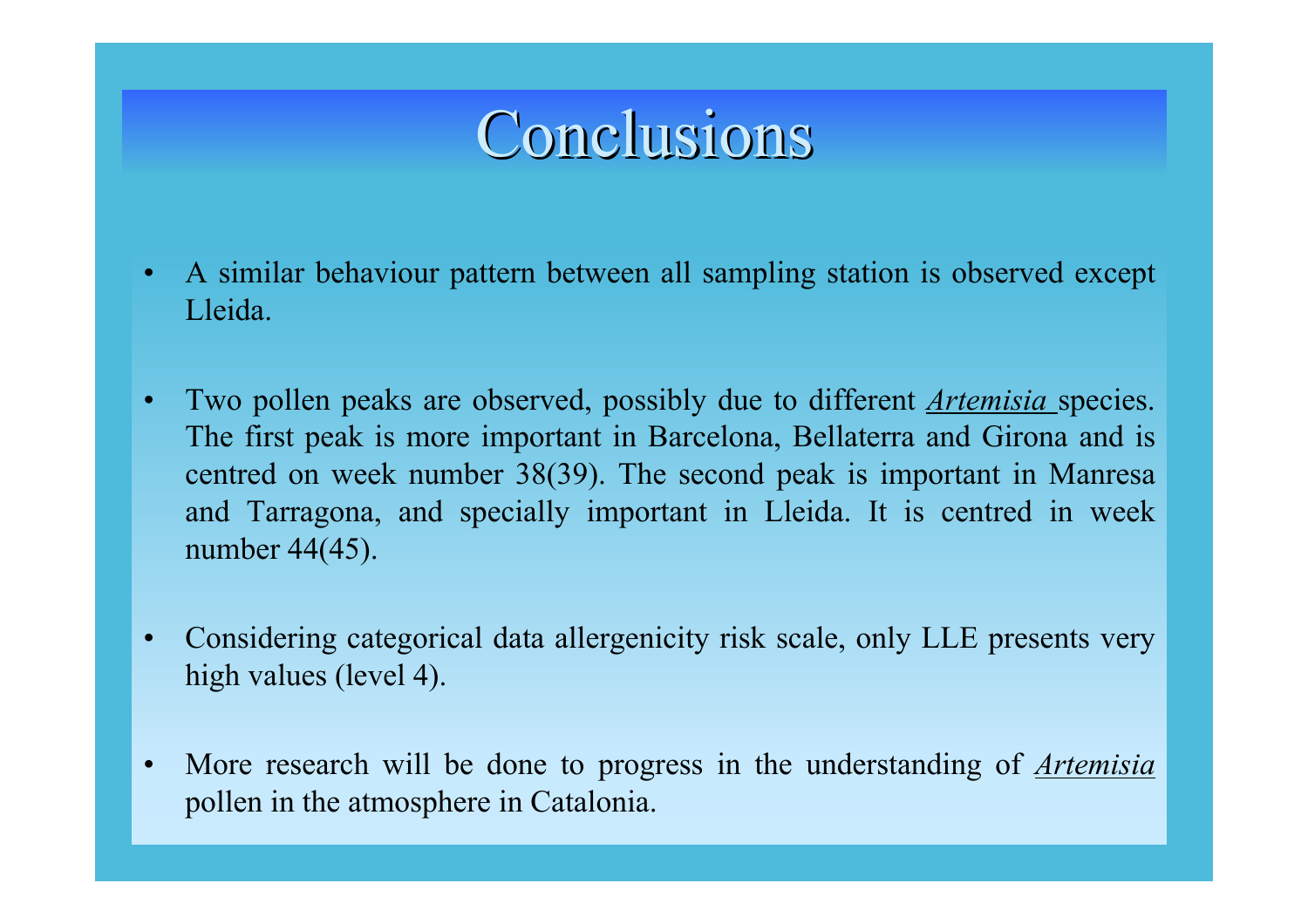# Conclusions

- A similar behaviour pattern between all sampling station is observed except Lleida.

- Two pollen peaks are observed, possibly due to different *Artemisia* species. The first peak is more important in Barcelona, Bellaterra and Girona and is centred on week number 38(39). The second peak is important in Manresa and Tarragona, and specially important in Lleida. It is centred in week number 44(45).

- Considering categorical data allergenicity risk scale, only LLE presents very high values (level 4).

- More research will be done to progress in the understanding of *Artemisia* pollen in the atmosphere in Catalonia.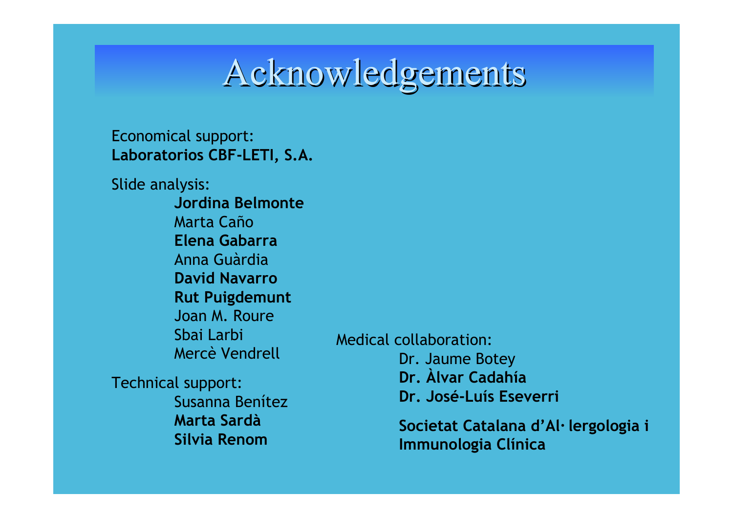# Acknowledgements

Economical support:
**Laboratorios CBF-LETI, S.A.**

Slide analysis:

- **Jordina Belmonte**
- Marta Caño
- **Elena Gabarra**
- Anna Guàrdia
- **David Navarro**
- **Rut Puigdemunt**
- Joan M. Roure
- Sbai Larbi
- Mercè Vendrell

Technical support:

- Susanna Benítez
- **Marta Sardà**
- **Silvia Renom**

Medical collaboration:

- Dr. Jaume Botey
- **Dr. Àlvar Cadahía**
- **Dr. José-Luís Eseverri**

**Societat Catalana d'Al·lergologia i Immunologia Clínica**